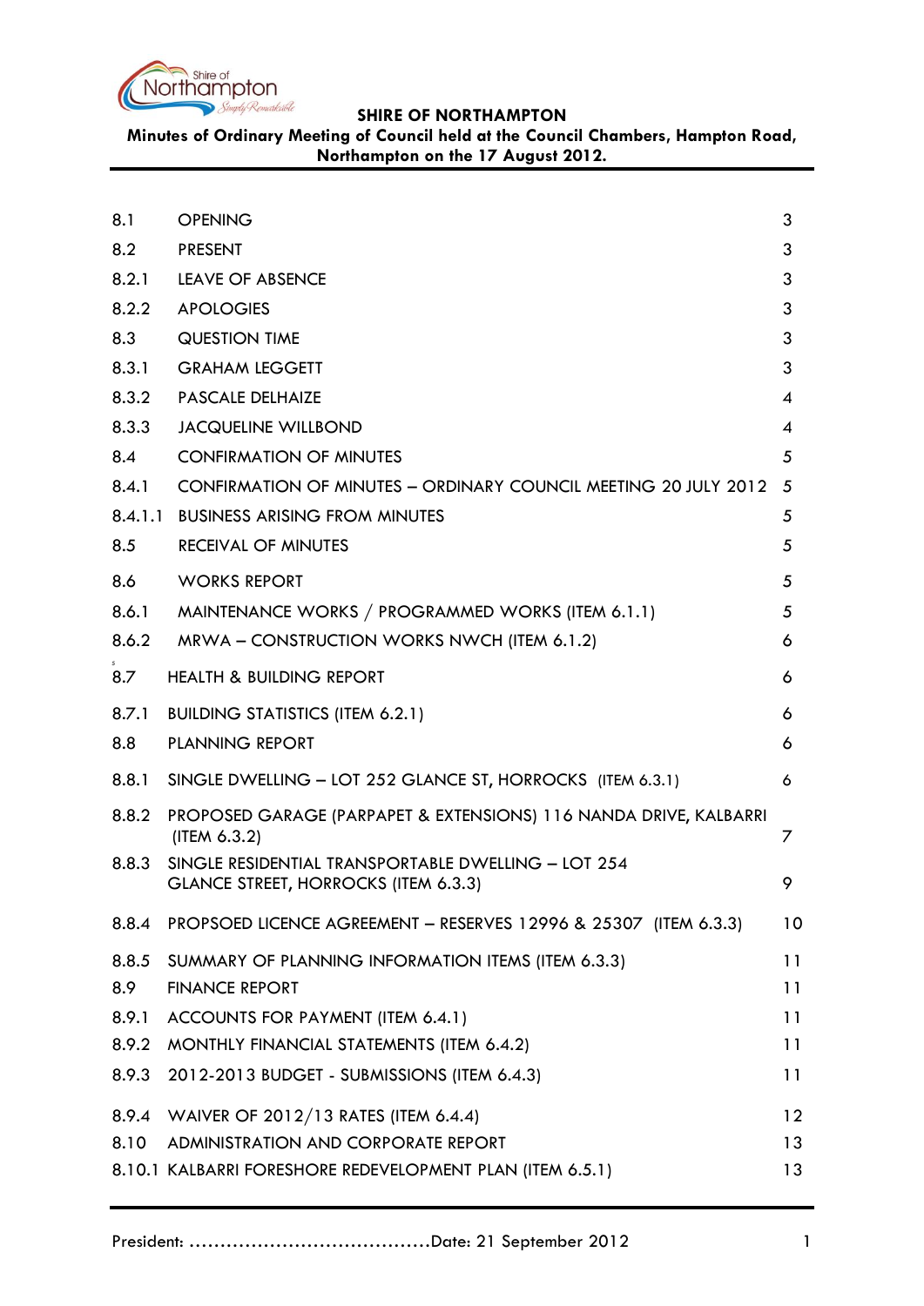**SHIRE OF NORTHAMPTON**

**Minutes of Ordinary Meeting of Council held at the Council Chambers, Hampton Road, Northampton on the 17 August 2012.**

| | | |
|---|---|---|
| 8.1 | OPENING | 3 |
| 8.2 | PRESENT | 3 |
| 8.2.1 | LEAVE OF ABSENCE | 3 |
| 8.2.2 | APOLOGIES | 3 |
| 8.3 | QUESTION TIME | 3 |
| 8.3.1 | GRAHAM LEGGETT | 3 |
| 8.3.2 | PASCALE DELHAIZE | 4 |
| 8.3.3 | JACQUELINE WILLBOND | 4 |
| 8.4 | CONFIRMATION OF MINUTES | 5 |
| 8.4.1 | CONFIRMATION OF MINUTES – ORDINARY COUNCIL MEETING 20 JULY 2012 | 5 |
| 8.4.1.1 | BUSINESS ARISING FROM MINUTES | 5 |
| 8.5 | RECEIVAL OF MINUTES | 5 |
| 8.6 | WORKS REPORT | 5 |
| 8.6.1 | MAINTENANCE WORKS / PROGRAMMED WORKS (ITEM 6.1.1) | 5 |
| 8.6.2 | MRWA – CONSTRUCTION WORKS NWCH (ITEM 6.1.2) | 6 |
| 8.7 | HEALTH & BUILDING REPORT | 6 |
| 8.7.1 | BUILDING STATISTICS (ITEM 6.2.1) | 6 |
| 8.8 | PLANNING REPORT | 6 |
| 8.8.1 | SINGLE DWELLING – LOT 252 GLANCE ST, HORROCKS (ITEM 6.3.1) | 6 |
| 8.8.2 | PROPOSED GARAGE (PARPAPET & EXTENSIONS) 116 NANDA DRIVE, KALBARRI (ITEM 6.3.2) | 7 |
| 8.8.3 | SINGLE RESIDENTIAL TRANSPORTABLE DWELLING – LOT 254 GLANCE STREET, HORROCKS (ITEM 6.3.3) | 9 |
| 8.8.4 | PROPSOED LICENCE AGREEMENT – RESERVES 12996 & 25307 (ITEM 6.3.3) | 10 |
| 8.8.5 | SUMMARY OF PLANNING INFORMATION ITEMS (ITEM 6.3.3) | 11 |
| 8.9 | FINANCE REPORT | 11 |
| 8.9.1 | ACCOUNTS FOR PAYMENT (ITEM 6.4.1) | 11 |
| 8.9.2 | MONTHLY FINANCIAL STATEMENTS (ITEM 6.4.2) | 11 |
| 8.9.3 | 2012-2013 BUDGET - SUBMISSIONS (ITEM 6.4.3) | 11 |
| 8.9.4 | WAIVER OF 2012/13 RATES (ITEM 6.4.4) | 12 |
| 8.10 | ADMINISTRATION AND CORPORATE REPORT | 13 |
| 8.10.1 | KALBARRI FORESHORE REDEVELOPMENT PLAN (ITEM 6.5.1) | 13 |

President: ......................................Date: 21 September 2012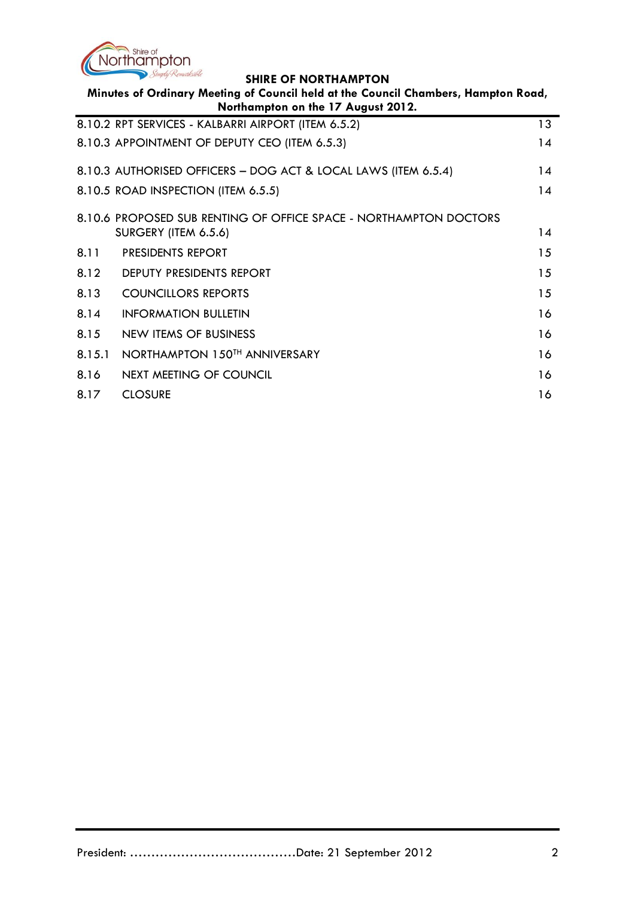| | |
|---|---|
| 8.10.2 RPT SERVICES - KALBARRI AIRPORT (ITEM 6.5.2) | 13 |
| 8.10.3 APPOINTMENT OF DEPUTY CEO (ITEM 6.5.3) | 14 |
| 8.10.3 AUTHORISED OFFICERS – DOG ACT & LOCAL LAWS (ITEM 6.5.4) | 14 |
| 8.10.5 ROAD INSPECTION (ITEM 6.5.5) | 14 |
| 8.10.6 PROPOSED SUB RENTING OF OFFICE SPACE - NORTHAMPTON DOCTORS SURGERY (ITEM 6.5.6) | 14 |
| 8.11 PRESIDENTS REPORT | 15 |
| 8.12 DEPUTY PRESIDENTS REPORT | 15 |
| 8.13 COUNCILLORS REPORTS | 15 |
| 8.14 INFORMATION BULLETIN | 16 |
| 8.15 NEW ITEMS OF BUSINESS | 16 |
| 8.15.1 NORTHAMPTON 150TH ANNIVERSARY | 16 |
| 8.16 NEXT MEETING OF COUNCIL | 16 |
| 8.17 CLOSURE | 16 |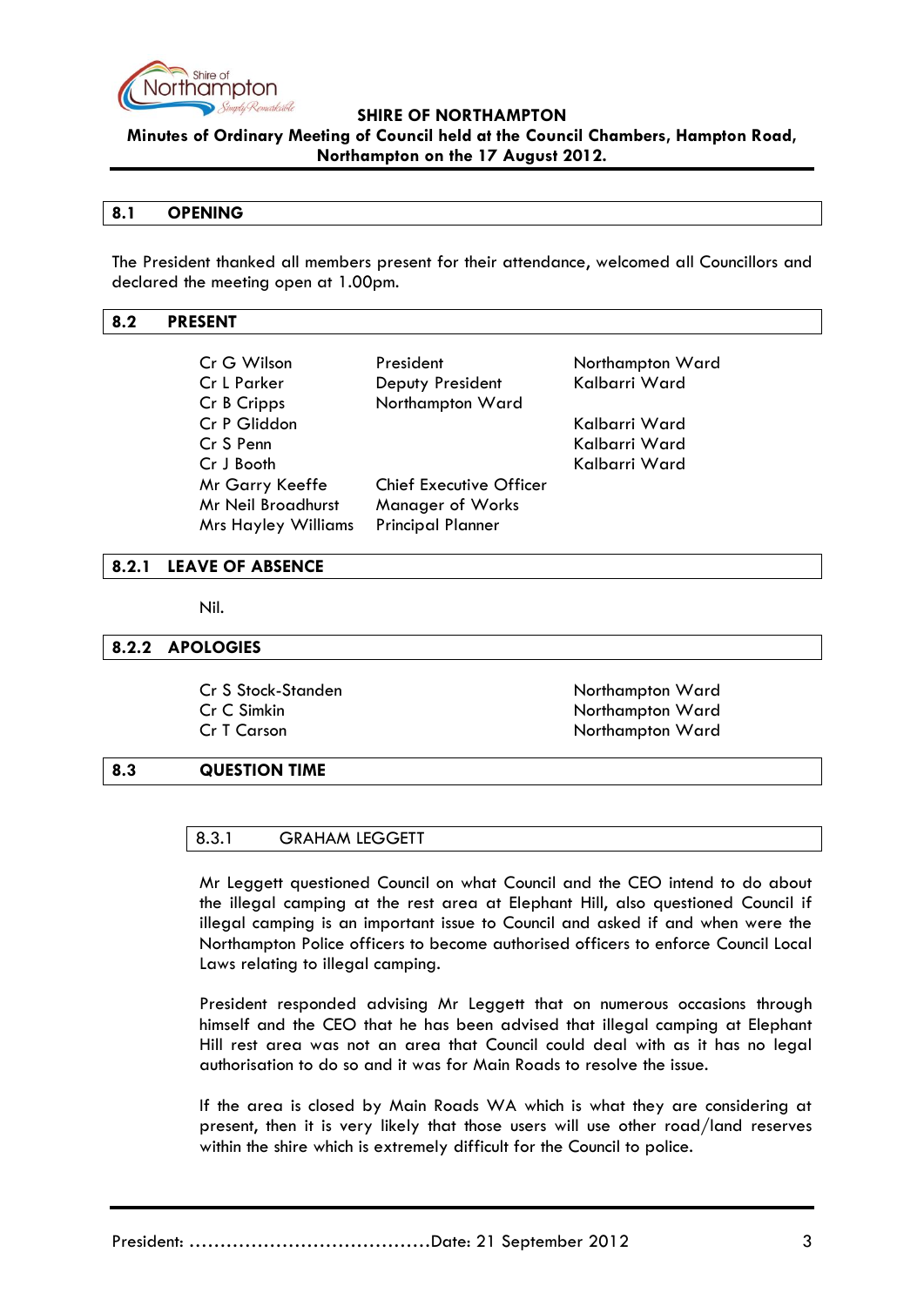## 8.1 OPENING

The President thanked all members present for their attendance, welcomed all Councillors and declared the meeting open at 1.00pm.

## 8.2 PRESENT

| | | |
|---|---|---|
| Cr G Wilson | President | Northampton Ward |
| Cr L Parker | Deputy President | Kalbarri Ward |
| Cr B Cripps | Northampton Ward | |
| Cr P Gliddon | | Kalbarri Ward |
| Cr S Penn | | Kalbarri Ward |
| Cr J Booth | | Kalbarri Ward |
| Mr Garry Keeffe | Chief Executive Officer | |
| Mr Neil Broadhurst | Manager of Works | |
| Mrs Hayley Williams | Principal Planner | |

## 8.2.1 LEAVE OF ABSENCE

Nil.

## 8.2.2 APOLOGIES

| | |
|---|---|
| Cr S Stock-Standen | Northampton Ward |
| Cr C Simkin | Northampton Ward |
| Cr T Carson | Northampton Ward |

## 8.3 QUESTION TIME

### 8.3.1 GRAHAM LEGGETT

Mr Leggett questioned Council on what Council and the CEO intend to do about the illegal camping at the rest area at Elephant Hill, also questioned Council if illegal camping is an important issue to Council and asked if and when were the Northampton Police officers to become authorised officers to enforce Council Local Laws relating to illegal camping.

President responded advising Mr Leggett that on numerous occasions through himself and the CEO that he has been advised that illegal camping at Elephant Hill rest area was not an area that Council could deal with as it has no legal authorisation to do so and it was for Main Roads to resolve the issue.

If the area is closed by Main Roads WA which is what they are considering at present, then it is very likely that those users will use other road/land reserves within the shire which is extremely difficult for the Council to police.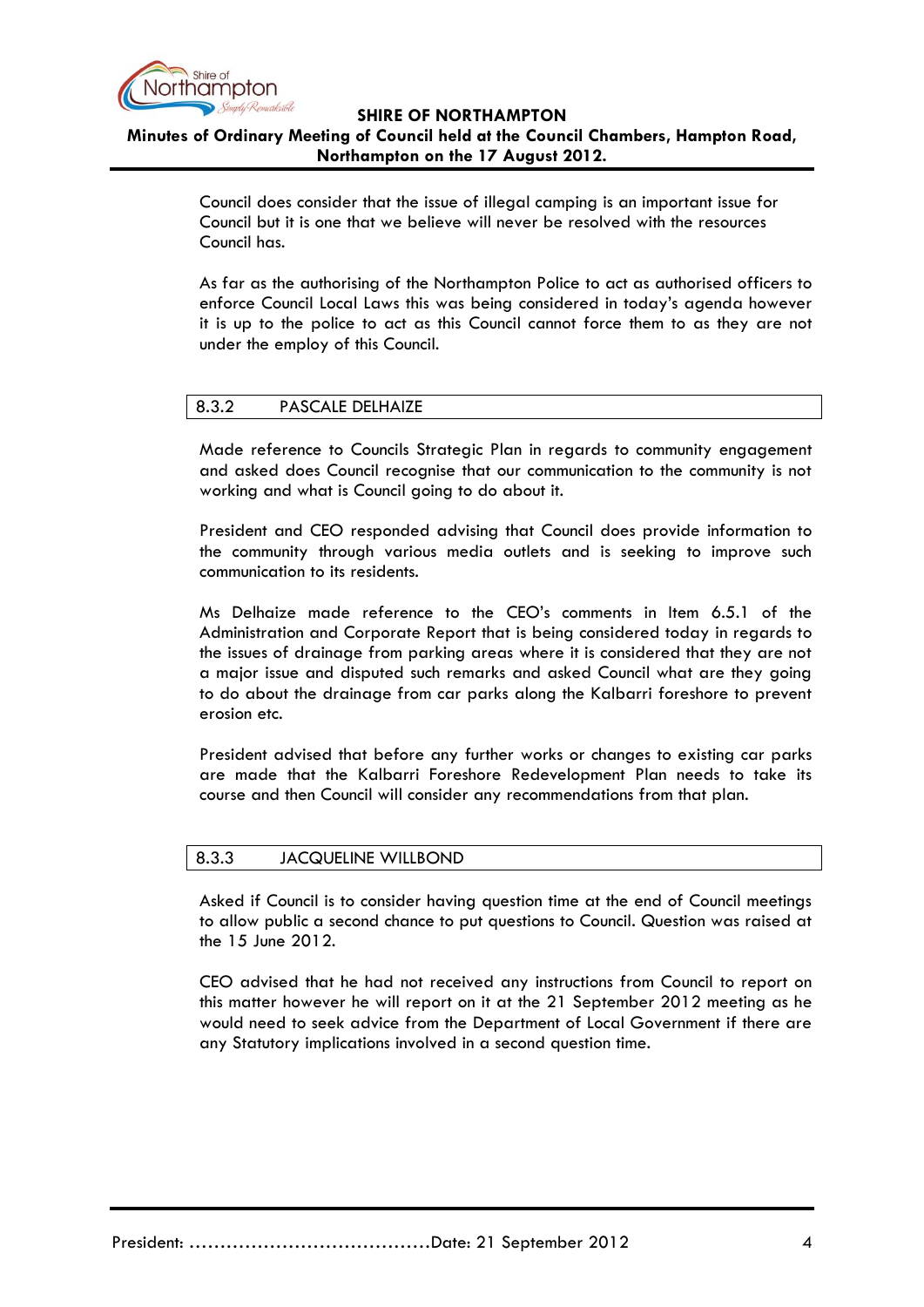Council does consider that the issue of illegal camping is an important issue for Council but it is one that we believe will never be resolved with the resources Council has.

As far as the authorising of the Northampton Police to act as authorised officers to enforce Council Local Laws this was being considered in today's agenda however it is up to the police to act as this Council cannot force them to as they are not under the employ of this Council.

### 8.3.2 PASCALE DELHAIZE

Made reference to Councils Strategic Plan in regards to community engagement and asked does Council recognise that our communication to the community is not working and what is Council going to do about it.

President and CEO responded advising that Council does provide information to the community through various media outlets and is seeking to improve such communication to its residents.

Ms Delhaize made reference to the CEO's comments in Item 6.5.1 of the Administration and Corporate Report that is being considered today in regards to the issues of drainage from parking areas where it is considered that they are not a major issue and disputed such remarks and asked Council what are they going to do about the drainage from car parks along the Kalbarri foreshore to prevent erosion etc.

President advised that before any further works or changes to existing car parks are made that the Kalbarri Foreshore Redevelopment Plan needs to take its course and then Council will consider any recommendations from that plan.

### 8.3.3 JACQUELINE WILLBOND

Asked if Council is to consider having question time at the end of Council meetings to allow public a second chance to put questions to Council. Question was raised at the 15 June 2012.

CEO advised that he had not received any instructions from Council to report on this matter however he will report on it at the 21 September 2012 meeting as he would need to seek advice from the Department of Local Government if there are any Statutory implications involved in a second question time.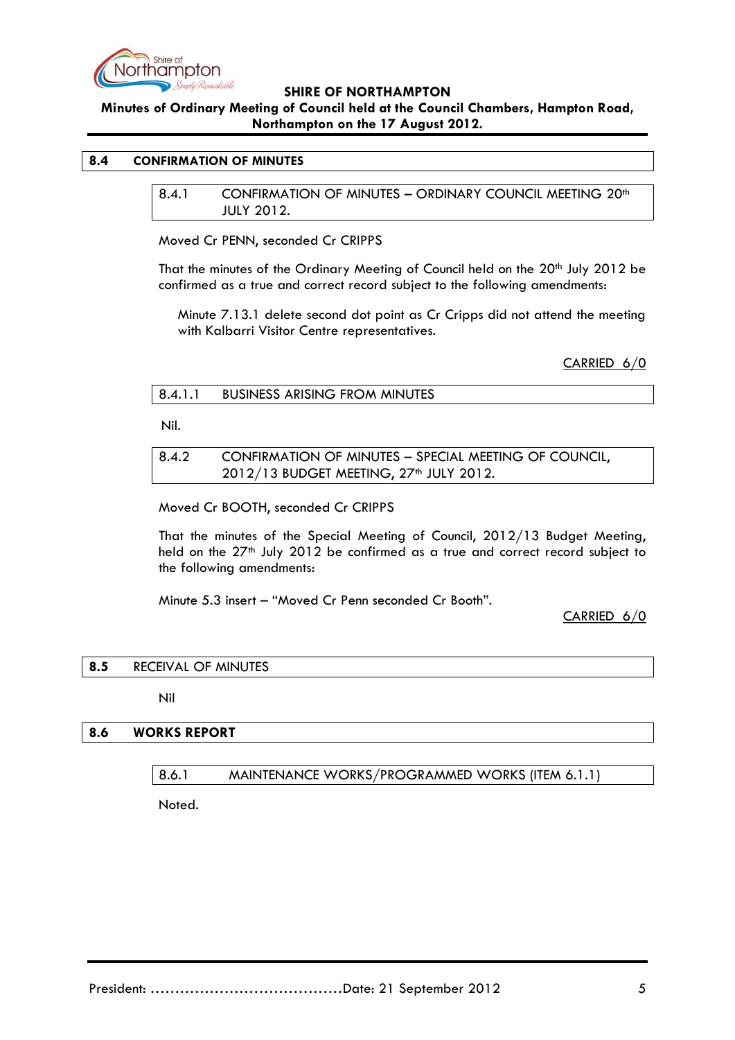## 8.4 CONFIRMATION OF MINUTES

### 8.4.1 CONFIRMATION OF MINUTES – ORDINARY COUNCIL MEETING 20th JULY 2012.

Moved Cr PENN, seconded Cr CRIPPS

That the minutes of the Ordinary Meeting of Council held on the 20th July 2012 be confirmed as a true and correct record subject to the following amendments:

Minute 7.13.1 delete second dot point as Cr Cripps did not attend the meeting with Kalbarri Visitor Centre representatives.

CARRIED 6/0

#### 8.4.1.1 BUSINESS ARISING FROM MINUTES

Nil.

### 8.4.2 CONFIRMATION OF MINUTES – SPECIAL MEETING OF COUNCIL, 2012/13 BUDGET MEETING, 27th JULY 2012.

Moved Cr BOOTH, seconded Cr CRIPPS

That the minutes of the Special Meeting of Council, 2012/13 Budget Meeting, held on the 27th July 2012 be confirmed as a true and correct record subject to the following amendments:

Minute 5.3 insert – "Moved Cr Penn seconded Cr Booth".

CARRIED 6/0

## 8.5 RECEIVAL OF MINUTES

Nil

## 8.6 WORKS REPORT

### 8.6.1 MAINTENANCE WORKS/PROGRAMMED WORKS (ITEM 6.1.1)

Noted.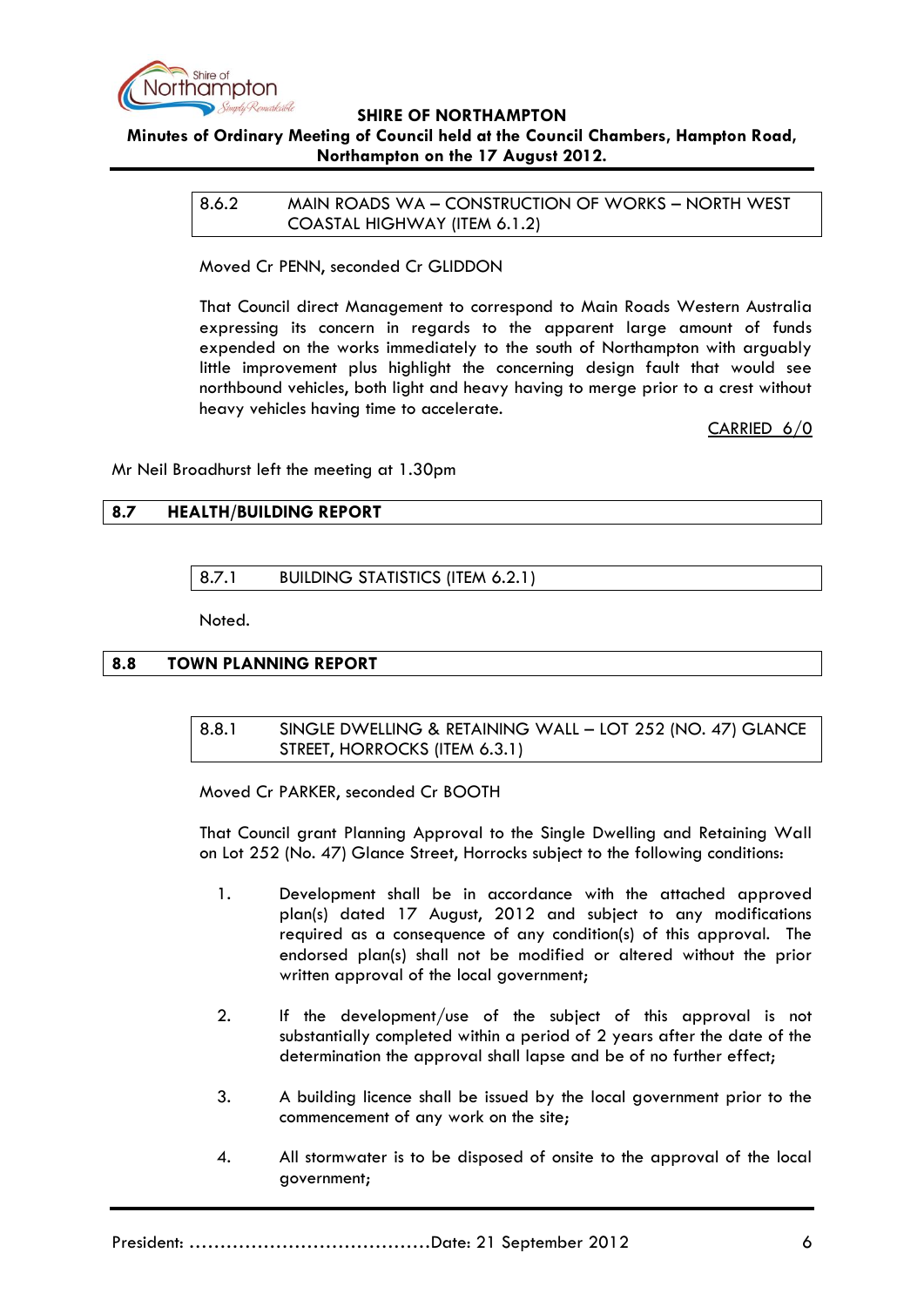### 8.6.2 MAIN ROADS WA – CONSTRUCTION OF WORKS – NORTH WEST COASTAL HIGHWAY (ITEM 6.1.2)

Moved Cr PENN, seconded Cr GLIDDON

That Council direct Management to correspond to Main Roads Western Australia expressing its concern in regards to the apparent large amount of funds expended on the works immediately to the south of Northampton with arguably little improvement plus highlight the concerning design fault that would see northbound vehicles, both light and heavy having to merge prior to a crest without heavy vehicles having time to accelerate.

CARRIED 6/0

Mr Neil Broadhurst left the meeting at 1.30pm

## 8.7 HEALTH/BUILDING REPORT

### 8.7.1 BUILDING STATISTICS (ITEM 6.2.1)

Noted.

## 8.8 TOWN PLANNING REPORT

### 8.8.1 SINGLE DWELLING & RETAINING WALL – LOT 252 (NO. 47) GLANCE STREET, HORROCKS (ITEM 6.3.1)

Moved Cr PARKER, seconded Cr BOOTH

That Council grant Planning Approval to the Single Dwelling and Retaining Wall on Lot 252 (No. 47) Glance Street, Horrocks subject to the following conditions:

1. Development shall be in accordance with the attached approved plan(s) dated 17 August, 2012 and subject to any modifications required as a consequence of any condition(s) of this approval. The endorsed plan(s) shall not be modified or altered without the prior written approval of the local government;

2. If the development/use of the subject of this approval is not substantially completed within a period of 2 years after the date of the determination the approval shall lapse and be of no further effect;

3. A building licence shall be issued by the local government prior to the commencement of any work on the site;

4. All stormwater is to be disposed of onsite to the approval of the local government;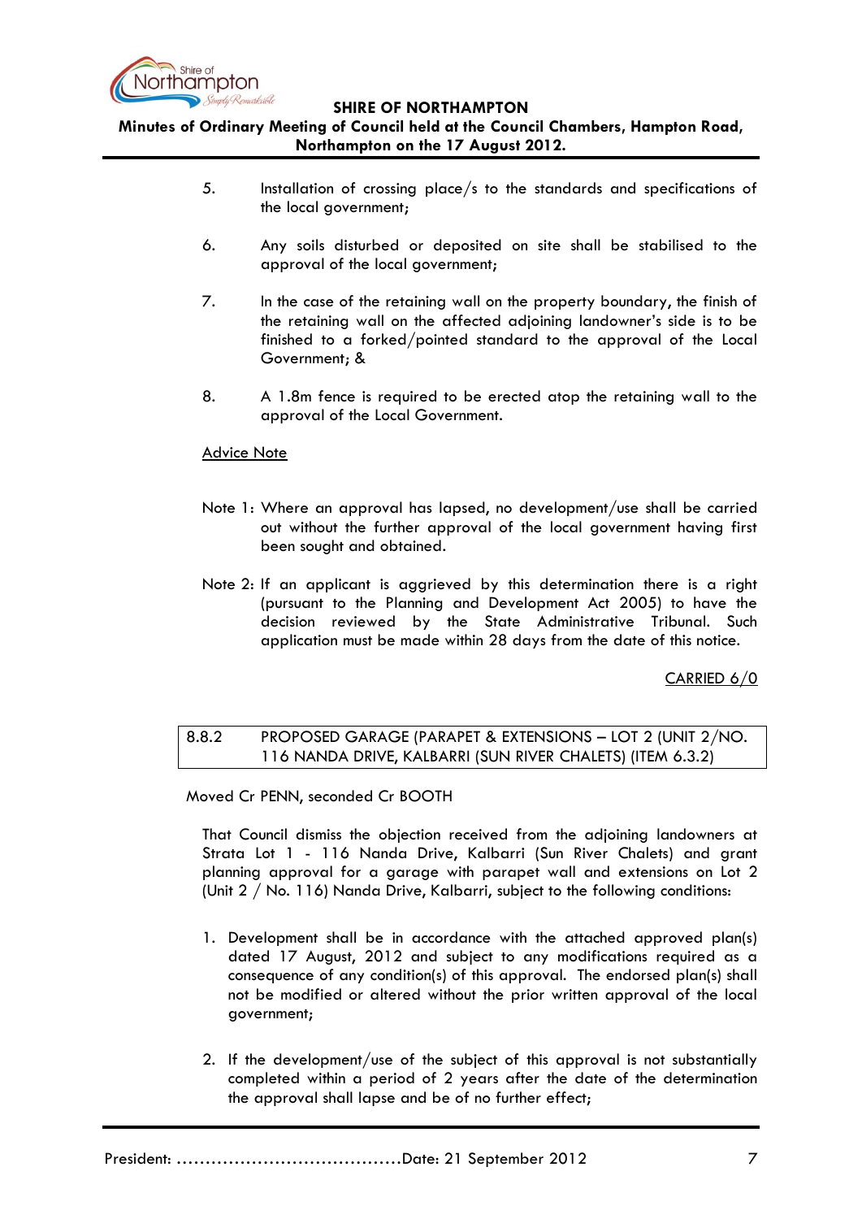5. Installation of crossing place/s to the standards and specifications of the local government;

6. Any soils disturbed or deposited on site shall be stabilised to the approval of the local government;

7. In the case of the retaining wall on the property boundary, the finish of the retaining wall on the affected adjoining landowner's side is to be finished to a forked/pointed standard to the approval of the Local Government; &

8. A 1.8m fence is required to be erected atop the retaining wall to the approval of the Local Government.

<u>Advice Note</u>

Note 1: Where an approval has lapsed, no development/use shall be carried out without the further approval of the local government having first been sought and obtained.

Note 2: If an applicant is aggrieved by this determination there is a right (pursuant to the Planning and Development Act 2005) to have the decision reviewed by the State Administrative Tribunal. Such application must be made within 28 days from the date of this notice.

<u>CARRIED 6/0</u>

### 8.8.2 PROPOSED GARAGE (PARAPET & EXTENSIONS – LOT 2 (UNIT 2/NO. 116 NANDA DRIVE, KALBARRI (SUN RIVER CHALETS) (ITEM 6.3.2)

Moved Cr PENN, seconded Cr BOOTH

That Council dismiss the objection received from the adjoining landowners at Strata Lot 1 - 116 Nanda Drive, Kalbarri (Sun River Chalets) and grant planning approval for a garage with parapet wall and extensions on Lot 2 (Unit 2 / No. 116) Nanda Drive, Kalbarri, subject to the following conditions:

1. Development shall be in accordance with the attached approved plan(s) dated 17 August, 2012 and subject to any modifications required as a consequence of any condition(s) of this approval. The endorsed plan(s) shall not be modified or altered without the prior written approval of the local government;

2. If the development/use of the subject of this approval is not substantially completed within a period of 2 years after the date of the determination the approval shall lapse and be of no further effect;

President: ......................................Date: 21 September 2012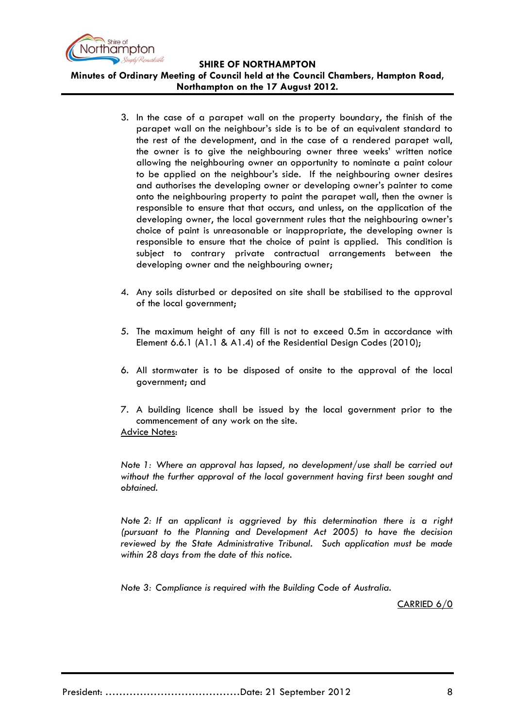3. In the case of a parapet wall on the property boundary, the finish of the parapet wall on the neighbour's side is to be of an equivalent standard to the rest of the development, and in the case of a rendered parapet wall, the owner is to give the neighbouring owner three weeks' written notice allowing the neighbouring owner an opportunity to nominate a paint colour to be applied on the neighbour's side. If the neighbouring owner desires and authorises the developing owner or developing owner's painter to come onto the neighbouring property to paint the parapet wall, then the owner is responsible to ensure that that occurs, and unless, on the application of the developing owner, the local government rules that the neighbouring owner's choice of paint is unreasonable or inappropriate, the developing owner is responsible to ensure that the choice of paint is applied. This condition is subject to contrary private contractual arrangements between the developing owner and the neighbouring owner;

4. Any soils disturbed or deposited on site shall be stabilised to the approval of the local government;

5. The maximum height of any fill is not to exceed 0.5m in accordance with Element 6.6.1 (A1.1 & A1.4) of the Residential Design Codes (2010);

6. All stormwater is to be disposed of onsite to the approval of the local government; and

7. A building licence shall be issued by the local government prior to the commencement of any work on the site.

<u>Advice Notes</u>:

*Note 1: Where an approval has lapsed, no development/use shall be carried out without the further approval of the local government having first been sought and obtained.*

*Note 2: If an applicant is aggrieved by this determination there is a right (pursuant to the Planning and Development Act 2005) to have the decision reviewed by the State Administrative Tribunal. Such application must be made within 28 days from the date of this notice.*

*Note 3: Compliance is required with the Building Code of Australia.*

<u>CARRIED 6/0</u>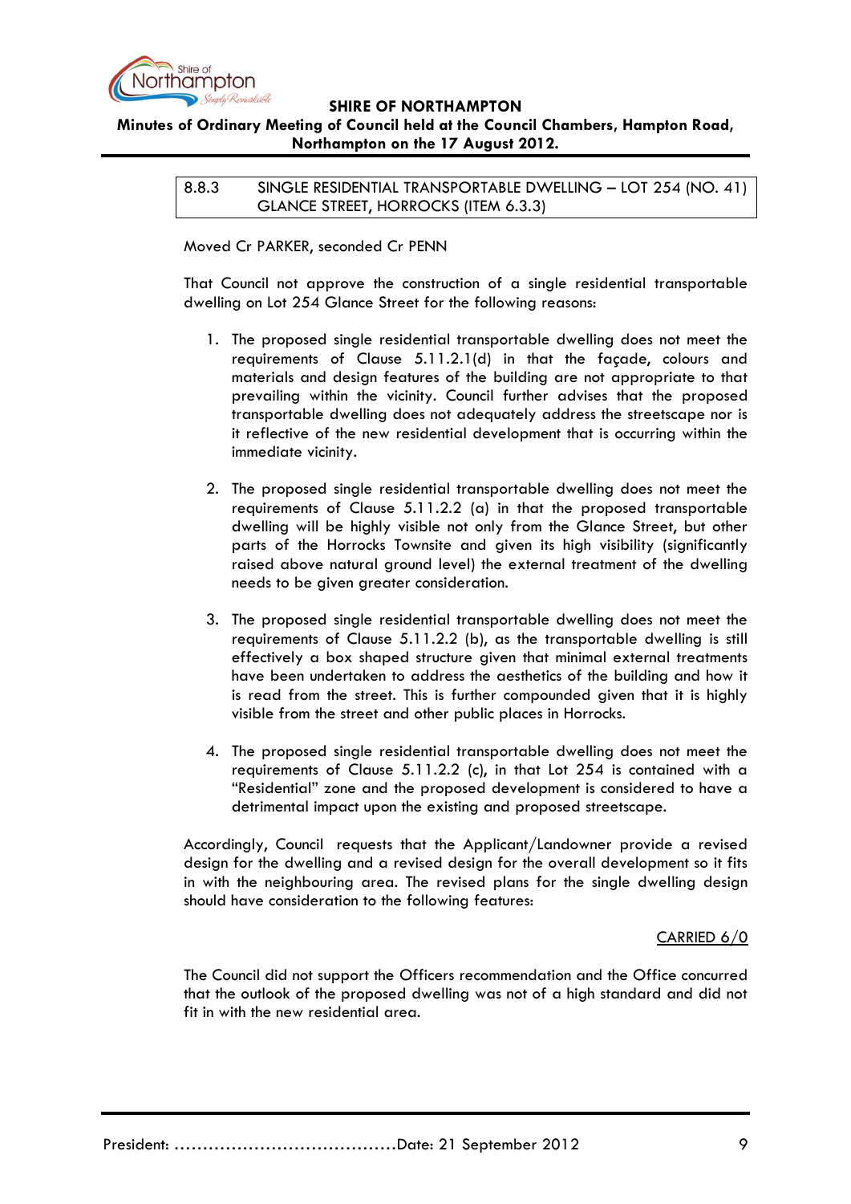## 8.8.3 SINGLE RESIDENTIAL TRANSPORTABLE DWELLING – LOT 254 (NO. 41) GLANCE STREET, HORROCKS (ITEM 6.3.3)

Moved Cr PARKER, seconded Cr PENN

That Council not approve the construction of a single residential transportable dwelling on Lot 254 Glance Street for the following reasons:

1. The proposed single residential transportable dwelling does not meet the requirements of Clause 5.11.2.1(d) in that the façade, colours and materials and design features of the building are not appropriate to that prevailing within the vicinity. Council further advises that the proposed transportable dwelling does not adequately address the streetscape nor is it reflective of the new residential development that is occurring within the immediate vicinity.

2. The proposed single residential transportable dwelling does not meet the requirements of Clause 5.11.2.2 (a) in that the proposed transportable dwelling will be highly visible not only from the Glance Street, but other parts of the Horrocks Townsite and given its high visibility (significantly raised above natural ground level) the external treatment of the dwelling needs to be given greater consideration.

3. The proposed single residential transportable dwelling does not meet the requirements of Clause 5.11.2.2 (b), as the transportable dwelling is still effectively a box shaped structure given that minimal external treatments have been undertaken to address the aesthetics of the building and how it is read from the street. This is further compounded given that it is highly visible from the street and other public places in Horrocks.

4. The proposed single residential transportable dwelling does not meet the requirements of Clause 5.11.2.2 (c), in that Lot 254 is contained with a "Residential" zone and the proposed development is considered to have a detrimental impact upon the existing and proposed streetscape.

Accordingly, Council requests that the Applicant/Landowner provide a revised design for the dwelling and a revised design for the overall development so it fits in with the neighbouring area. The revised plans for the single dwelling design should have consideration to the following features:

CARRIED 6/0

The Council did not support the Officers recommendation and the Office concurred that the outlook of the proposed dwelling was not of a high standard and did not fit in with the new residential area.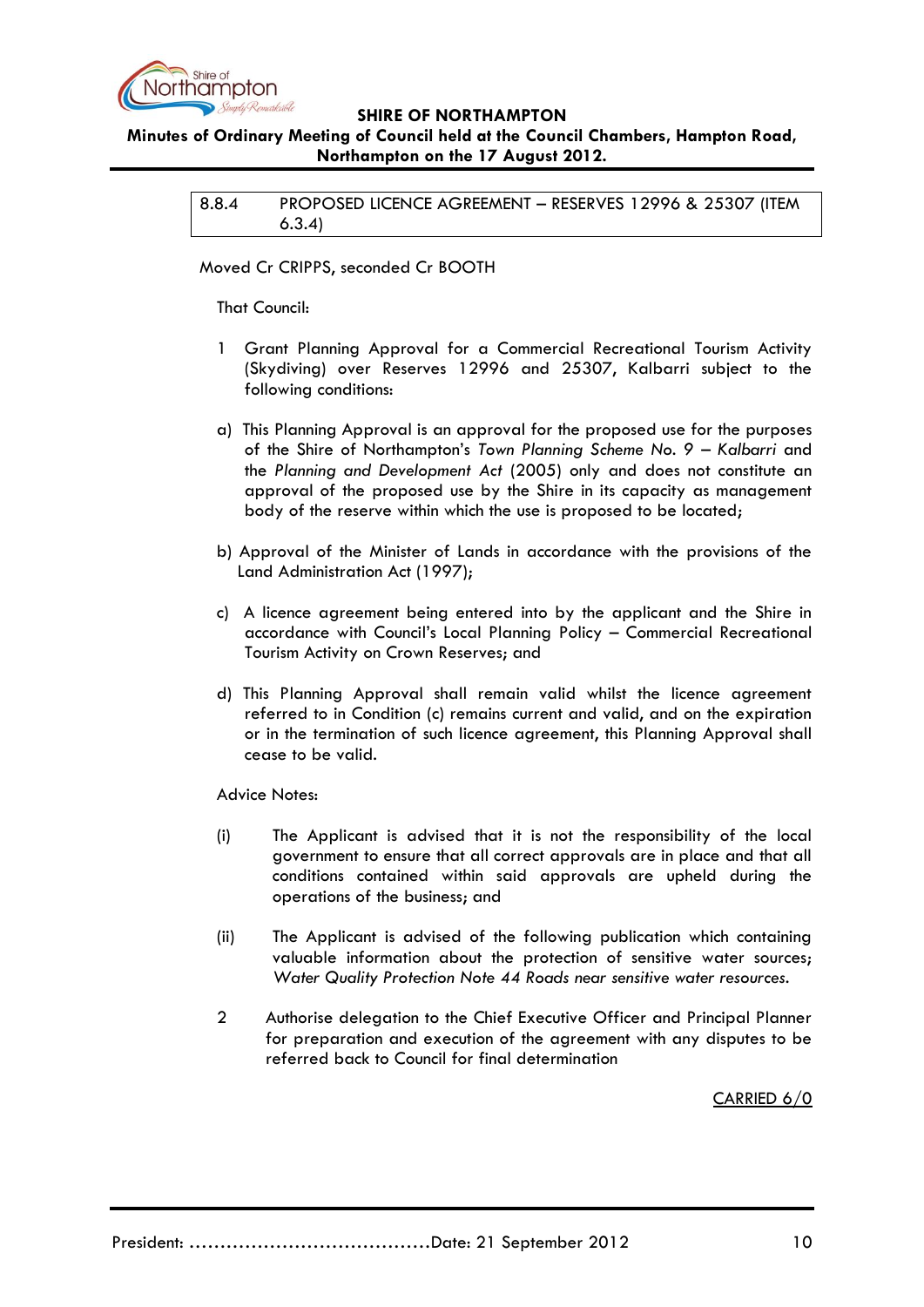| 8.8.4 | PROPOSED LICENCE AGREEMENT – RESERVES 12996 & 25307 (ITEM 6.3.4) |
|---|---|

Moved Cr CRIPPS, seconded Cr BOOTH

That Council:

1 Grant Planning Approval for a Commercial Recreational Tourism Activity (Skydiving) over Reserves 12996 and 25307, Kalbarri subject to the following conditions:

a) This Planning Approval is an approval for the proposed use for the purposes of the Shire of Northampton's *Town Planning Scheme No. 9 – Kalbarri* and the *Planning and Development Act* (2005) only and does not constitute an approval of the proposed use by the Shire in its capacity as management body of the reserve within which the use is proposed to be located;

b) Approval of the Minister of Lands in accordance with the provisions of the Land Administration Act (1997);

c) A licence agreement being entered into by the applicant and the Shire in accordance with Council's Local Planning Policy – Commercial Recreational Tourism Activity on Crown Reserves; and

d) This Planning Approval shall remain valid whilst the licence agreement referred to in Condition (c) remains current and valid, and on the expiration or in the termination of such licence agreement, this Planning Approval shall cease to be valid.

Advice Notes:

(i) The Applicant is advised that it is not the responsibility of the local government to ensure that all correct approvals are in place and that all conditions contained within said approvals are upheld during the operations of the business; and

(ii) The Applicant is advised of the following publication which containing valuable information about the protection of sensitive water sources; *Water Quality Protection Note 44 Roads near sensitive water resources.*

2 Authorise delegation to the Chief Executive Officer and Principal Planner for preparation and execution of the agreement with any disputes to be referred back to Council for final determination

CARRIED 6/0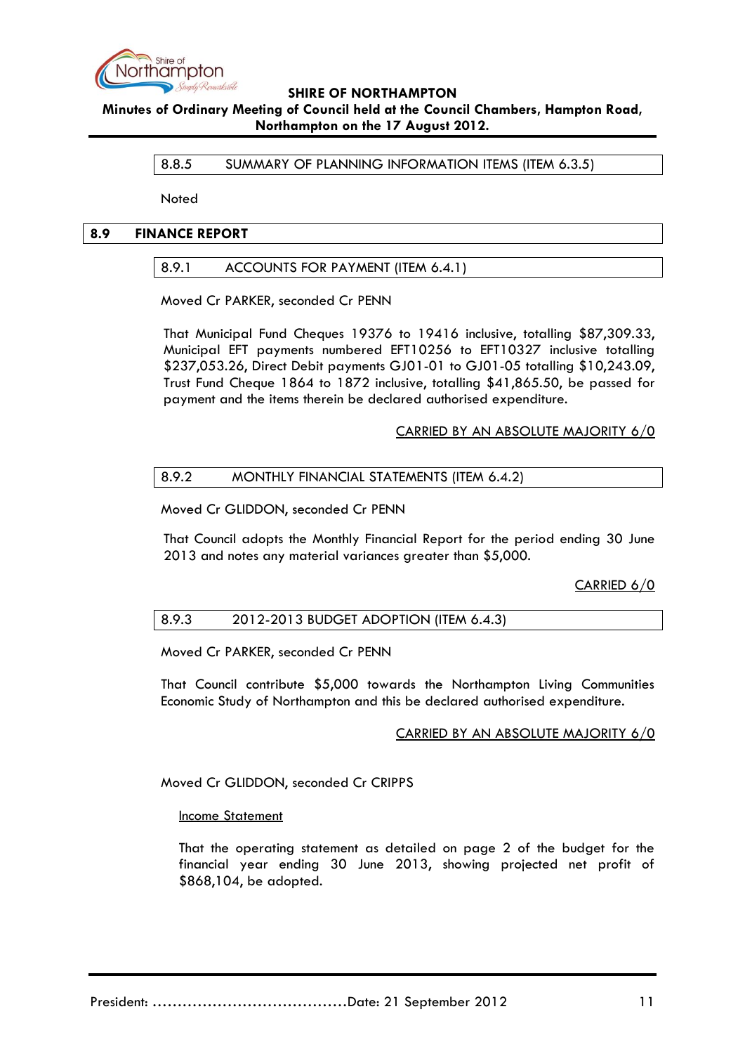### 8.8.5 SUMMARY OF PLANNING INFORMATION ITEMS (ITEM 6.3.5)

Noted

## 8.9 FINANCE REPORT

### 8.9.1 ACCOUNTS FOR PAYMENT (ITEM 6.4.1)

Moved Cr PARKER, seconded Cr PENN

That Municipal Fund Cheques 19376 to 19416 inclusive, totalling $87,309.33, Municipal EFT payments numbered EFT10256 to EFT10327 inclusive totalling $237,053.26, Direct Debit payments GJ01-01 to GJ01-05 totalling $10,243.09, Trust Fund Cheque 1864 to 1872 inclusive, totalling $41,865.50, be passed for payment and the items therein be declared authorised expenditure.

CARRIED BY AN ABSOLUTE MAJORITY 6/0

### 8.9.2 MONTHLY FINANCIAL STATEMENTS (ITEM 6.4.2)

Moved Cr GLIDDON, seconded Cr PENN

That Council adopts the Monthly Financial Report for the period ending 30 June 2013 and notes any material variances greater than $5,000.

CARRIED 6/0

### 8.9.3 2012-2013 BUDGET ADOPTION (ITEM 6.4.3)

Moved Cr PARKER, seconded Cr PENN

That Council contribute $5,000 towards the Northampton Living Communities Economic Study of Northampton and this be declared authorised expenditure.

CARRIED BY AN ABSOLUTE MAJORITY 6/0

Moved Cr GLIDDON, seconded Cr CRIPPS

Income Statement

That the operating statement as detailed on page 2 of the budget for the financial year ending 30 June 2013, showing projected net profit of $868,104, be adopted.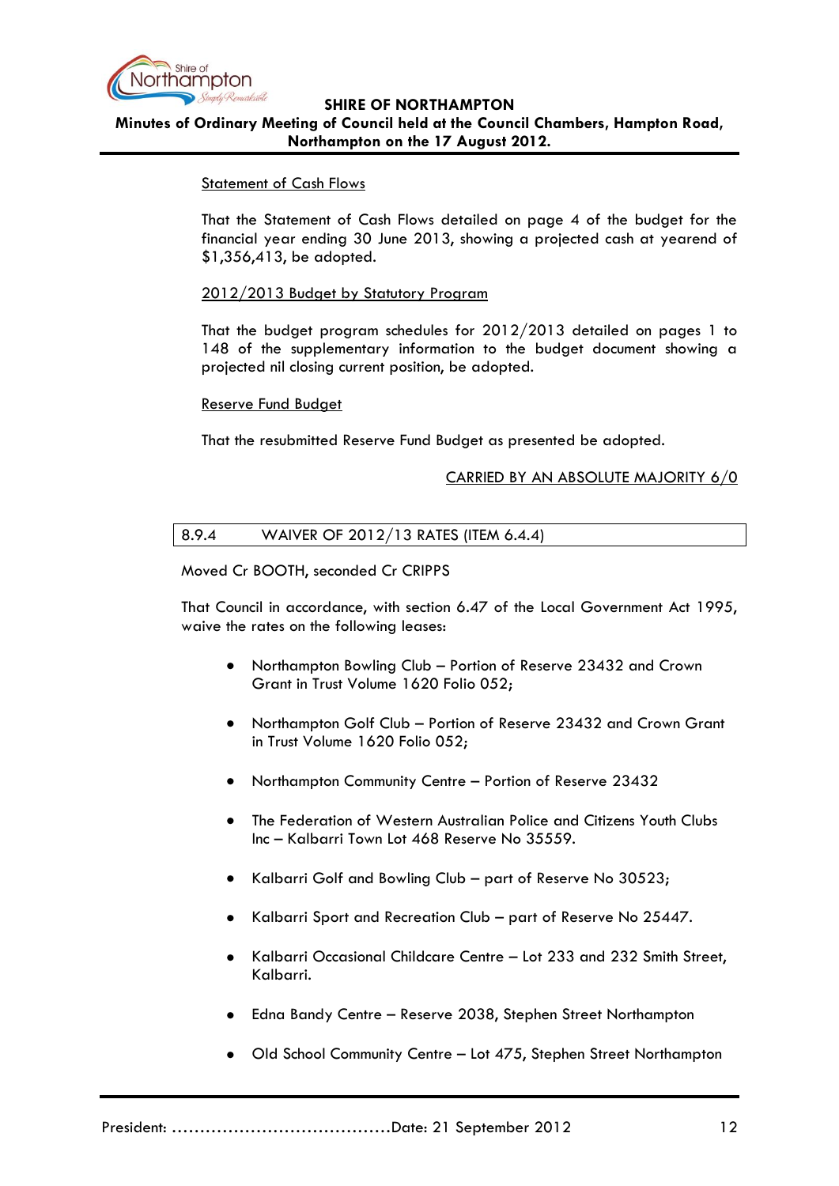<u>Statement of Cash Flows</u>

That the Statement of Cash Flows detailed on page 4 of the budget for the financial year ending 30 June 2013, showing a projected cash at yearend of $1,356,413, be adopted.

<u>2012/2013 Budget by Statutory Program</u>

That the budget program schedules for 2012/2013 detailed on pages 1 to 148 of the supplementary information to the budget document showing a projected nil closing current position, be adopted.

<u>Reserve Fund Budget</u>

That the resubmitted Reserve Fund Budget as presented be adopted.

<u>CARRIED BY AN ABSOLUTE MAJORITY 6/0</u>

### 8.9.4 WAIVER OF 2012/13 RATES (ITEM 6.4.4)

Moved Cr BOOTH, seconded Cr CRIPPS

That Council in accordance, with section 6.47 of the Local Government Act 1995, waive the rates on the following leases:

- Northampton Bowling Club – Portion of Reserve 23432 and Crown Grant in Trust Volume 1620 Folio 052;
- Northampton Golf Club – Portion of Reserve 23432 and Crown Grant in Trust Volume 1620 Folio 052;
- Northampton Community Centre – Portion of Reserve 23432
- The Federation of Western Australian Police and Citizens Youth Clubs Inc – Kalbarri Town Lot 468 Reserve No 35559.
- Kalbarri Golf and Bowling Club – part of Reserve No 30523;
- Kalbarri Sport and Recreation Club – part of Reserve No 25447.
- Kalbarri Occasional Childcare Centre – Lot 233 and 232 Smith Street, Kalbarri.
- Edna Bandy Centre – Reserve 2038, Stephen Street Northampton
- Old School Community Centre – Lot 475, Stephen Street Northampton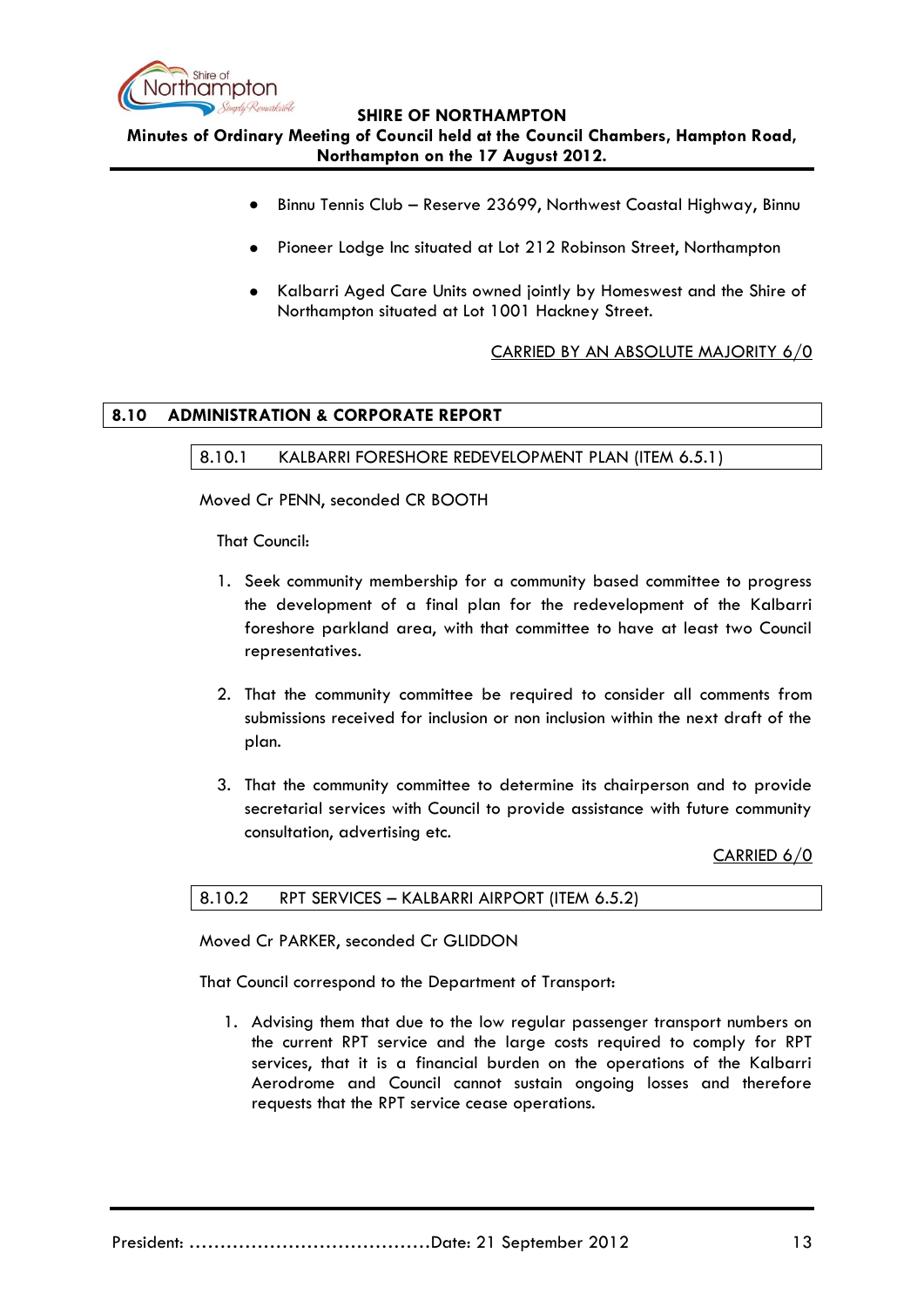- Binnu Tennis Club – Reserve 23699, Northwest Coastal Highway, Binnu

- Pioneer Lodge Inc situated at Lot 212 Robinson Street, Northampton

- Kalbarri Aged Care Units owned jointly by Homeswest and the Shire of Northampton situated at Lot 1001 Hackney Street.

CARRIED BY AN ABSOLUTE MAJORITY 6/0

## 8.10 ADMINISTRATION & CORPORATE REPORT

### 8.10.1 KALBARRI FORESHORE REDEVELOPMENT PLAN (ITEM 6.5.1)

Moved Cr PENN, seconded CR BOOTH

That Council:

1. Seek community membership for a community based committee to progress the development of a final plan for the redevelopment of the Kalbarri foreshore parkland area, with that committee to have at least two Council representatives.

2. That the community committee be required to consider all comments from submissions received for inclusion or non inclusion within the next draft of the plan.

3. That the community committee to determine its chairperson and to provide secretarial services with Council to provide assistance with future community consultation, advertising etc.

CARRIED 6/0

### 8.10.2 RPT SERVICES – KALBARRI AIRPORT (ITEM 6.5.2)

Moved Cr PARKER, seconded Cr GLIDDON

That Council correspond to the Department of Transport:

1. Advising them that due to the low regular passenger transport numbers on the current RPT service and the large costs required to comply for RPT services, that it is a financial burden on the operations of the Kalbarri Aerodrome and Council cannot sustain ongoing losses and therefore requests that the RPT service cease operations.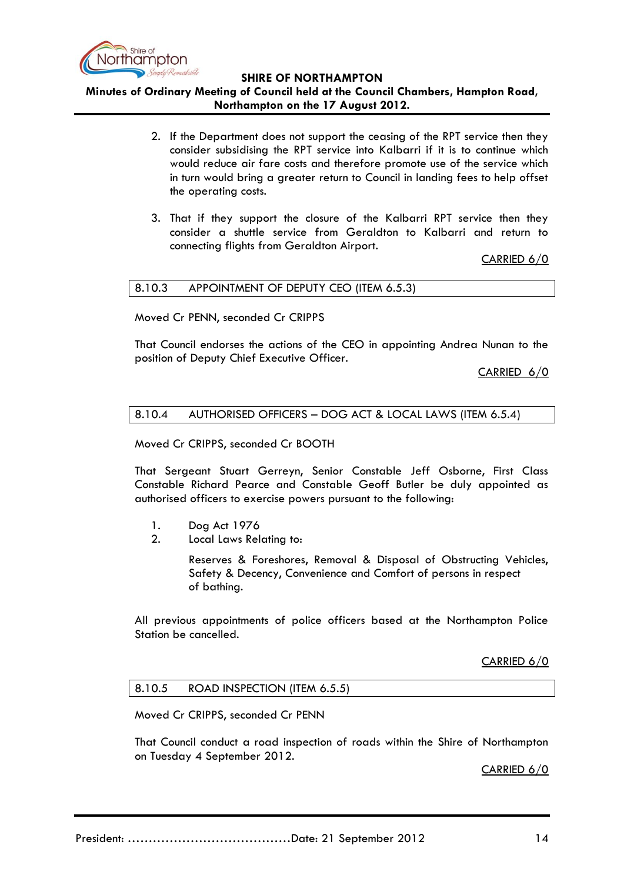2. If the Department does not support the ceasing of the RPT service then they consider subsidising the RPT service into Kalbarri if it is to continue which would reduce air fare costs and therefore promote use of the service which in turn would bring a greater return to Council in landing fees to help offset the operating costs.

3. That if they support the closure of the Kalbarri RPT service then they consider a shuttle service from Geraldton to Kalbarri and return to connecting flights from Geraldton Airport.

CARRIED 6/0

### 8.10.3 APPOINTMENT OF DEPUTY CEO (ITEM 6.5.3)

Moved Cr PENN, seconded Cr CRIPPS

That Council endorses the actions of the CEO in appointing Andrea Nunan to the position of Deputy Chief Executive Officer.

CARRIED 6/0

### 8.10.4 AUTHORISED OFFICERS – DOG ACT & LOCAL LAWS (ITEM 6.5.4)

Moved Cr CRIPPS, seconded Cr BOOTH

That Sergeant Stuart Gerreyn, Senior Constable Jeff Osborne, First Class Constable Richard Pearce and Constable Geoff Butler be duly appointed as authorised officers to exercise powers pursuant to the following:

1. Dog Act 1976
2. Local Laws Relating to:

   Reserves & Foreshores, Removal & Disposal of Obstructing Vehicles, Safety & Decency, Convenience and Comfort of persons in respect of bathing.

All previous appointments of police officers based at the Northampton Police Station be cancelled.

CARRIED 6/0

### 8.10.5 ROAD INSPECTION (ITEM 6.5.5)

Moved Cr CRIPPS, seconded Cr PENN

That Council conduct a road inspection of roads within the Shire of Northampton on Tuesday 4 September 2012.

CARRIED 6/0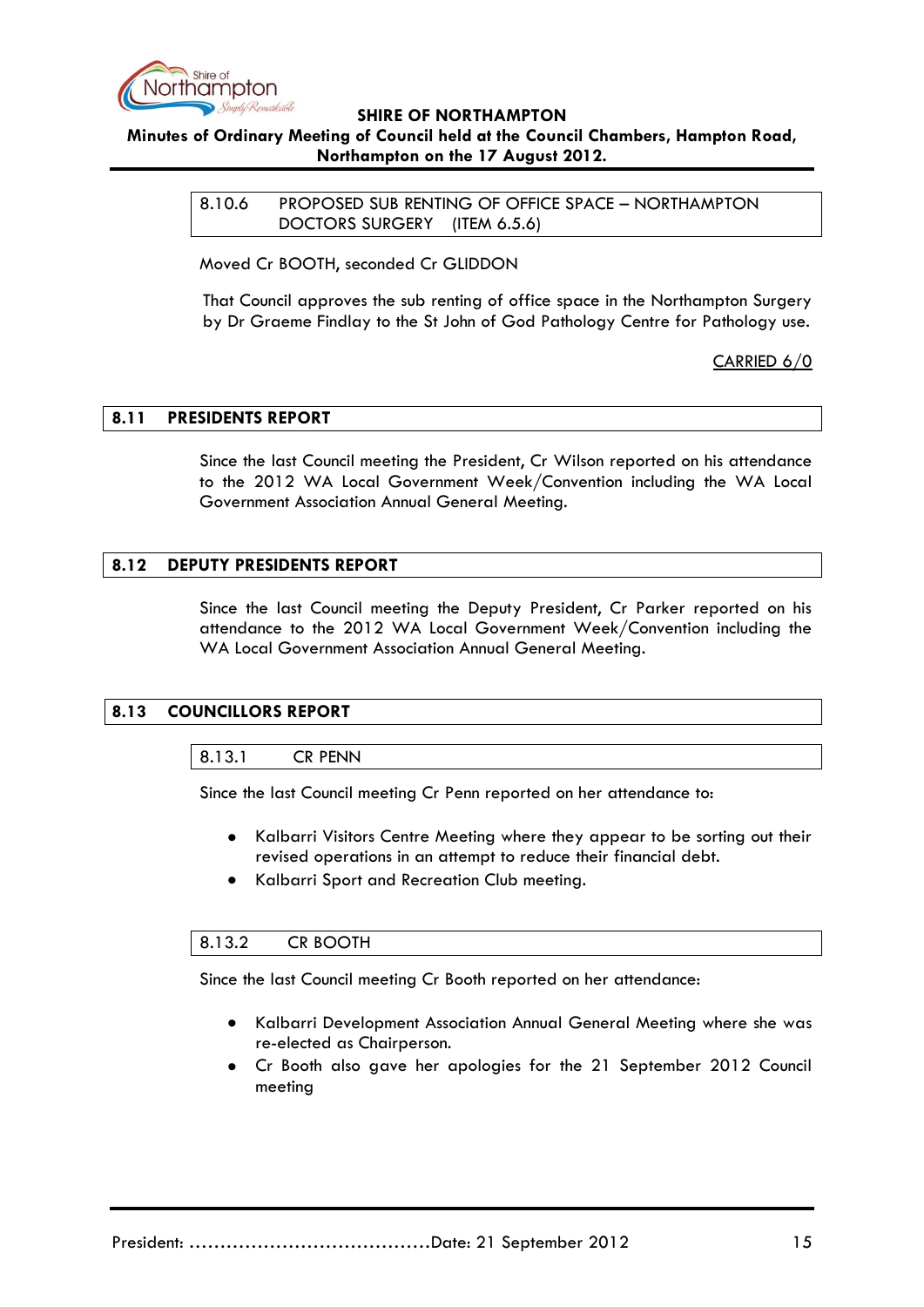### 8.10.6 PROPOSED SUB RENTING OF OFFICE SPACE – NORTHAMPTON DOCTORS SURGERY (ITEM 6.5.6)

Moved Cr BOOTH, seconded Cr GLIDDON

That Council approves the sub renting of office space in the Northampton Surgery by Dr Graeme Findlay to the St John of God Pathology Centre for Pathology use.

CARRIED 6/0

## 8.11 PRESIDENTS REPORT

Since the last Council meeting the President, Cr Wilson reported on his attendance to the 2012 WA Local Government Week/Convention including the WA Local Government Association Annual General Meeting.

## 8.12 DEPUTY PRESIDENTS REPORT

Since the last Council meeting the Deputy President, Cr Parker reported on his attendance to the 2012 WA Local Government Week/Convention including the WA Local Government Association Annual General Meeting.

## 8.13 COUNCILLORS REPORT

### 8.13.1 CR PENN

Since the last Council meeting Cr Penn reported on her attendance to:

- Kalbarri Visitors Centre Meeting where they appear to be sorting out their revised operations in an attempt to reduce their financial debt.
- Kalbarri Sport and Recreation Club meeting.

### 8.13.2 CR BOOTH

Since the last Council meeting Cr Booth reported on her attendance:

- Kalbarri Development Association Annual General Meeting where she was re-elected as Chairperson.
- Cr Booth also gave her apologies for the 21 September 2012 Council meeting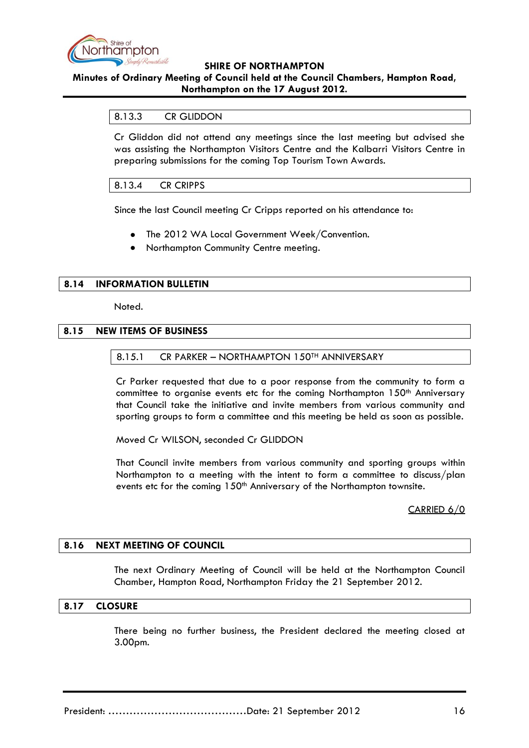### 8.13.3 CR GLIDDON

Cr Gliddon did not attend any meetings since the last meeting but advised she was assisting the Northampton Visitors Centre and the Kalbarri Visitors Centre in preparing submissions for the coming Top Tourism Town Awards.

### 8.13.4 CR CRIPPS

Since the last Council meeting Cr Cripps reported on his attendance to:

- The 2012 WA Local Government Week/Convention.
- Northampton Community Centre meeting.

## 8.14 INFORMATION BULLETIN

Noted.

## 8.15 NEW ITEMS OF BUSINESS

### 8.15.1 CR PARKER – NORTHAMPTON 150TH ANNIVERSARY

Cr Parker requested that due to a poor response from the community to form a committee to organise events etc for the coming Northampton 150th Anniversary that Council take the initiative and invite members from various community and sporting groups to form a committee and this meeting be held as soon as possible.

Moved Cr WILSON, seconded Cr GLIDDON

That Council invite members from various community and sporting groups within Northampton to a meeting with the intent to form a committee to discuss/plan events etc for the coming 150th Anniversary of the Northampton townsite.

CARRIED 6/0

## 8.16 NEXT MEETING OF COUNCIL

The next Ordinary Meeting of Council will be held at the Northampton Council Chamber, Hampton Road, Northampton Friday the 21 September 2012.

## 8.17 CLOSURE

There being no further business, the President declared the meeting closed at 3.00pm.

President: …………………………………Date: 21 September 2012